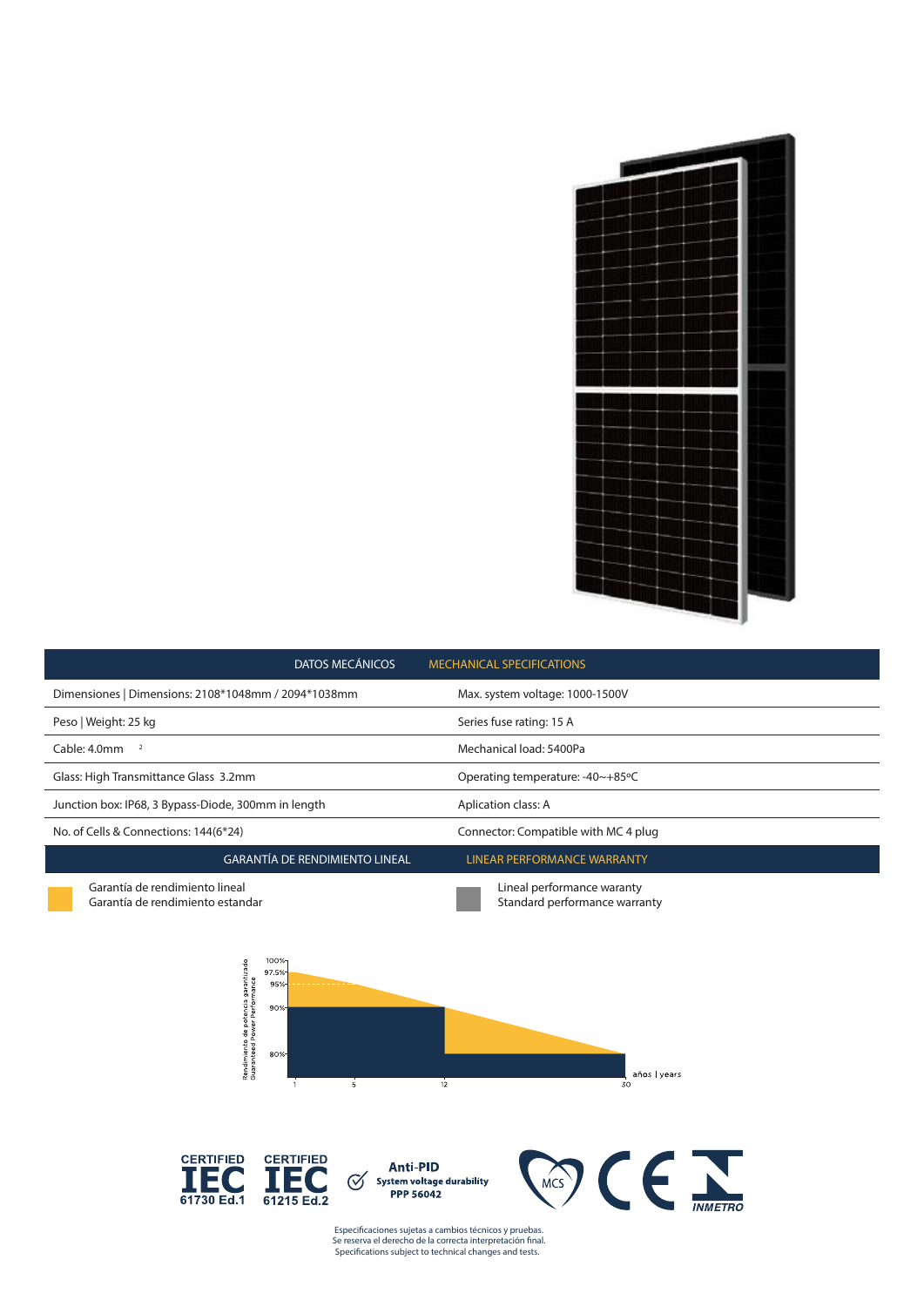| DATOS MECÁNICOS | MECHANICAL SPECIFICATIONS |
|---|---|
| Dimensiones \| Dimensions: 2108*1048mm / 2094*1038mm | Max. system voltage: 1000-1500V |
| Peso \| Weight: 25 kg | Series fuse rating: 15 A |
| Cable: 4.0mm $^2$ | Mechanical load: 5400Pa |
| Glass: High Transmittance Glass 3.2mm | Operating temperature: -40~+85ºC |
| Junction box: IP68, 3 Bypass-Diode, 300mm in length | Aplication class: A |
| No. of Cells & Connections: 144(6*24) | Connector: Compatible with MC 4 plug |

## GARANTÍA DE RENDIMIENTO LINEAL | LINEAR PERFORMANCE WARRANTY

Garantía de rendimiento lineal
Garantía de rendimiento estandar

Lineal performance waranty
Standard performance warranty

Rendimiento de potencia garantizado
Guaranteed Power Performance

100%
97.5%
95%
90%
80%

1 5 12 30

años | years

CERTIFIED IEC 61730 Ed.1
CERTIFIED IEC 61215 Ed.2

Anti-PID
System voltage durability
PPP 56042

MCS CE INMETRO

Especificaciones sujetas a cambios técnicos y pruebas.
Se reserva el derecho de la correcta interpretación final.
Specifications subject to technical changes and tests.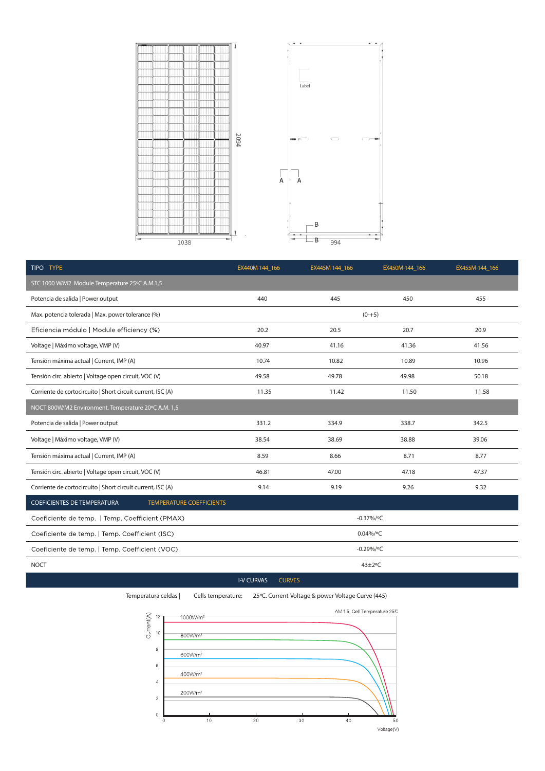1038

2094

Label

A A

B

B

994

| TIPO TYPE | EX440M-144_166 | EX445M-144_166 | EX450M-144_166 | EX455M-144_166 |
|---|---|---|---|---|
| STC 1000 W/M2. Module Temperature 25ºC A.M.1,5 | | | | |
| Potencia de salida \| Power output | 440 | 445 | 450 | 455 |
| Max. potencia tolerada \| Max. power tolerance (%) | (0~+5) | | | |
| Eficiencia módulo \| Module efficiency (%) | 20.2 | 20.5 | 20.7 | 20.9 |
| Voltage \| Máximo voltage, VMP (V) | 40.97 | 41.16 | 41.36 | 41.56 |
| Tensión máxima actual \| Current, IMP (A) | 10.74 | 10.82 | 10.89 | 10.96 |
| Tensión circ. abierto \| Voltage open circuit, VOC (V) | 49.58 | 49.78 | 49.98 | 50.18 |
| Corriente de cortocircuito \| Short circuit current, ISC (A) | 11.35 | 11.42 | 11.50 | 11.58 |
| NOCT 800W/M2 Environment. Temperature 20ºC A.M. 1,5 | | | | |
| Potencia de salida \| Power output | 331.2 | 334.9 | 338.7 | 342.5 |
| Voltage \| Máximo voltage, VMP (V) | 38.54 | 38.69 | 38.88 | 39.06 |
| Tensión máxima actual \| Current, IMP (A) | 8.59 | 8.66 | 8.71 | 8.77 |
| Tensión circ. abierto \| Voltage open circuit, VOC (V) | 46.81 | 47.00 | 47.18 | 47.37 |
| Corriente de cortocircuito \| Short circuit current, ISC (A) | 9.14 | 9.19 | 9.26 | 9.32 |

| COEFICIENTES DE TEMPERATURA TEMPERATURE COEFFICIENTS | |
|---|---|
| Coeficiente de temp. \| Temp. Coefficient (PMAX) | -0.37%/ºC |
| Coeficiente de temp. \| Temp. Coefficient (ISC) | 0.04%/ºC |
| Coeficiente de temp. \| Temp. Coefficient (VOC) | -0.29%/ºC |
| NOCT | 43±2ºC |

## I-V CURVAS CURVES

Temperatura celdas | Cells temperature: 25ºC. Current-Voltage & power Voltage Curve (445)

AM 1.5, Cell Temperature 25℃

Current(A)

12
10
8
6
4
2
0

1000W/m²
800W/m²
600W/m²
400W/m²
200W/m²

0 10 20 30 40 50

Voltage(V)